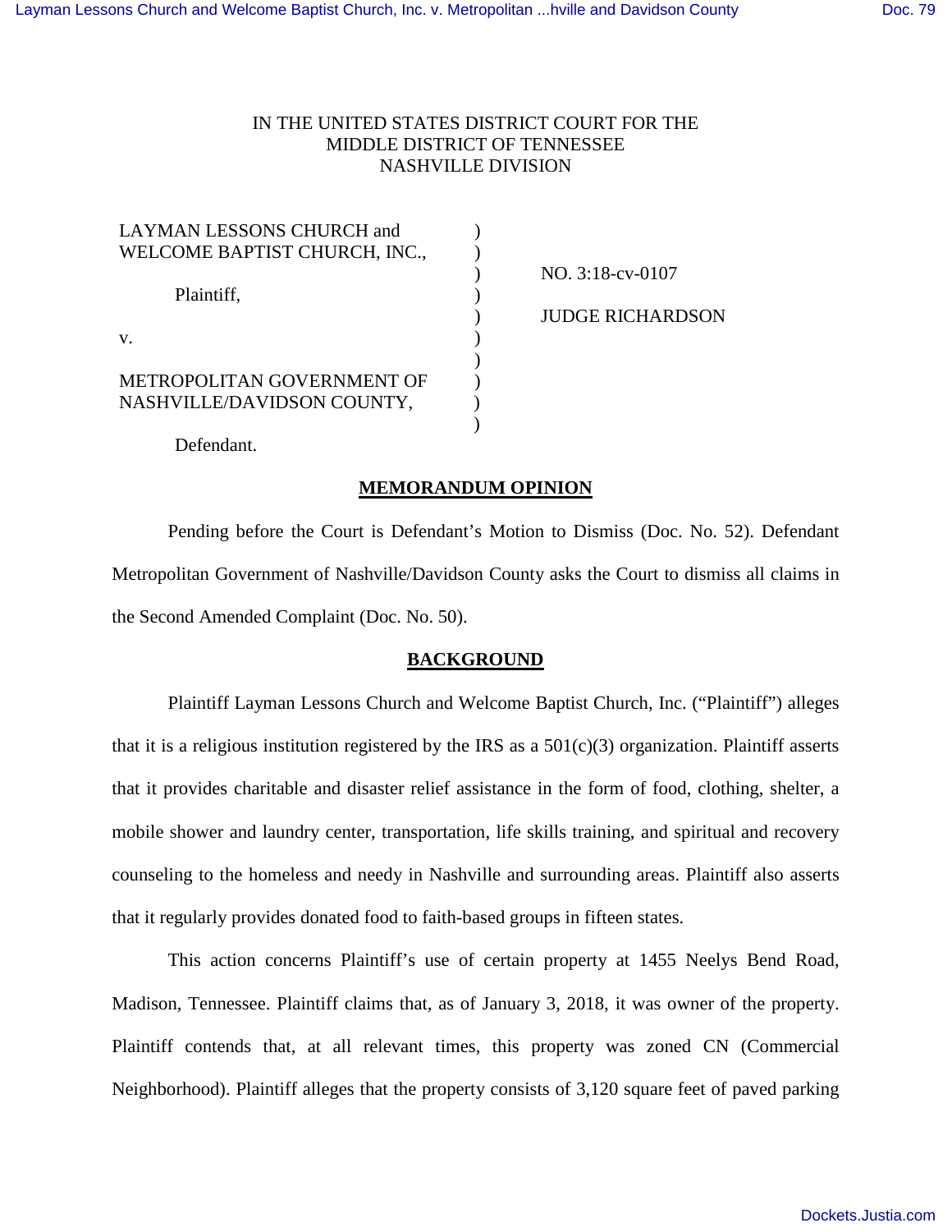IN THE UNITED STATES DISTRICT COURT FOR THE
MIDDLE DISTRICT OF TENNESSEE
NASHVILLE DIVISION

| | | |
|---|---|---|
| LAYMAN LESSONS CHURCH and WELCOME BAPTIST CHURCH, INC., | ) | |
| | ) | NO. 3:18-cv-0107 |
| Plaintiff, | ) | |
| | ) | JUDGE RICHARDSON |
| v. | ) | |
| | ) | |
| METROPOLITAN GOVERNMENT OF NASHVILLE/DAVIDSON COUNTY, | ) | |
| | ) | |
| Defendant. | | |

## MEMORANDUM OPINION

Pending before the Court is Defendant's Motion to Dismiss (Doc. No. 52). Defendant Metropolitan Government of Nashville/Davidson County asks the Court to dismiss all claims in the Second Amended Complaint (Doc. No. 50).

## BACKGROUND

Plaintiff Layman Lessons Church and Welcome Baptist Church, Inc. ("Plaintiff") alleges that it is a religious institution registered by the IRS as a 501(c)(3) organization. Plaintiff asserts that it provides charitable and disaster relief assistance in the form of food, clothing, shelter, a mobile shower and laundry center, transportation, life skills training, and spiritual and recovery counseling to the homeless and needy in Nashville and surrounding areas. Plaintiff also asserts that it regularly provides donated food to faith-based groups in fifteen states.

This action concerns Plaintiff's use of certain property at 1455 Neelys Bend Road, Madison, Tennessee. Plaintiff claims that, as of January 3, 2018, it was owner of the property. Plaintiff contends that, at all relevant times, this property was zoned CN (Commercial Neighborhood). Plaintiff alleges that the property consists of 3,120 square feet of paved parking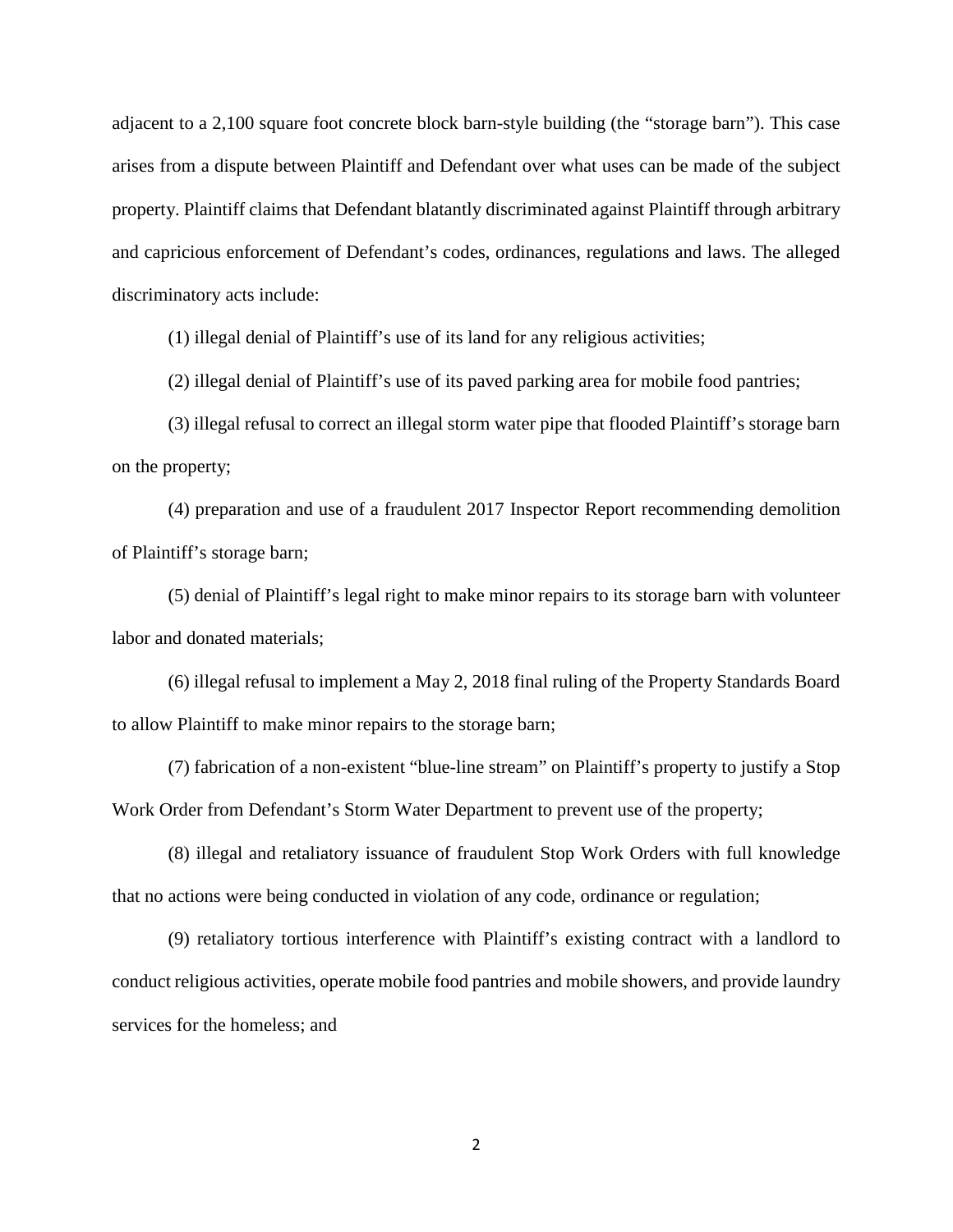adjacent to a 2,100 square foot concrete block barn-style building (the "storage barn"). This case arises from a dispute between Plaintiff and Defendant over what uses can be made of the subject property. Plaintiff claims that Defendant blatantly discriminated against Plaintiff through arbitrary and capricious enforcement of Defendant's codes, ordinances, regulations and laws. The alleged discriminatory acts include:

(1) illegal denial of Plaintiff's use of its land for any religious activities;

(2) illegal denial of Plaintiff's use of its paved parking area for mobile food pantries;

(3) illegal refusal to correct an illegal storm water pipe that flooded Plaintiff's storage barn on the property;

(4) preparation and use of a fraudulent 2017 Inspector Report recommending demolition of Plaintiff's storage barn;

(5) denial of Plaintiff's legal right to make minor repairs to its storage barn with volunteer labor and donated materials;

(6) illegal refusal to implement a May 2, 2018 final ruling of the Property Standards Board to allow Plaintiff to make minor repairs to the storage barn;

(7) fabrication of a non-existent "blue-line stream" on Plaintiff's property to justify a Stop Work Order from Defendant's Storm Water Department to prevent use of the property;

(8) illegal and retaliatory issuance of fraudulent Stop Work Orders with full knowledge that no actions were being conducted in violation of any code, ordinance or regulation;

(9) retaliatory tortious interference with Plaintiff's existing contract with a landlord to conduct religious activities, operate mobile food pantries and mobile showers, and provide laundry services for the homeless; and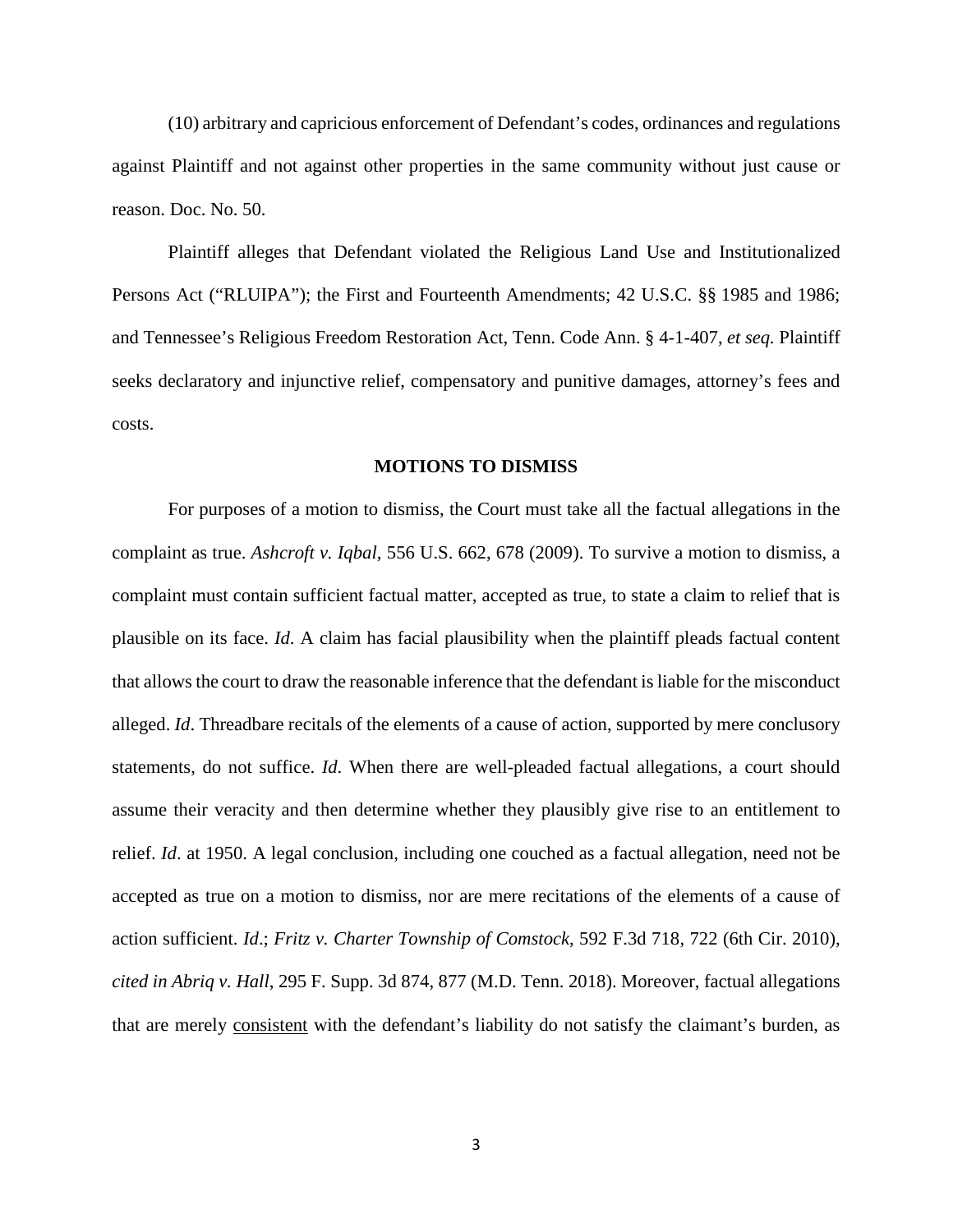(10) arbitrary and capricious enforcement of Defendant's codes, ordinances and regulations against Plaintiff and not against other properties in the same community without just cause or reason. Doc. No. 50.

Plaintiff alleges that Defendant violated the Religious Land Use and Institutionalized Persons Act ("RLUIPA"); the First and Fourteenth Amendments; 42 U.S.C. §§ 1985 and 1986; and Tennessee's Religious Freedom Restoration Act, Tenn. Code Ann. § 4-1-407, *et seq.* Plaintiff seeks declaratory and injunctive relief, compensatory and punitive damages, attorney's fees and costs.

## MOTIONS TO DISMISS

For purposes of a motion to dismiss, the Court must take all the factual allegations in the complaint as true. *Ashcroft v. Iqbal*, 556 U.S. 662, 678 (2009). To survive a motion to dismiss, a complaint must contain sufficient factual matter, accepted as true, to state a claim to relief that is plausible on its face. *Id*. A claim has facial plausibility when the plaintiff pleads factual content that allows the court to draw the reasonable inference that the defendant is liable for the misconduct alleged. *Id*. Threadbare recitals of the elements of a cause of action, supported by mere conclusory statements, do not suffice. *Id*. When there are well-pleaded factual allegations, a court should assume their veracity and then determine whether they plausibly give rise to an entitlement to relief. *Id*. at 1950. A legal conclusion, including one couched as a factual allegation, need not be accepted as true on a motion to dismiss, nor are mere recitations of the elements of a cause of action sufficient. *Id*.; *Fritz v. Charter Township of Comstock*, 592 F.3d 718, 722 (6th Cir. 2010), *cited in Abriq v. Hall*, 295 F. Supp. 3d 874, 877 (M.D. Tenn. 2018). Moreover, factual allegations that are merely consistent with the defendant's liability do not satisfy the claimant's burden, as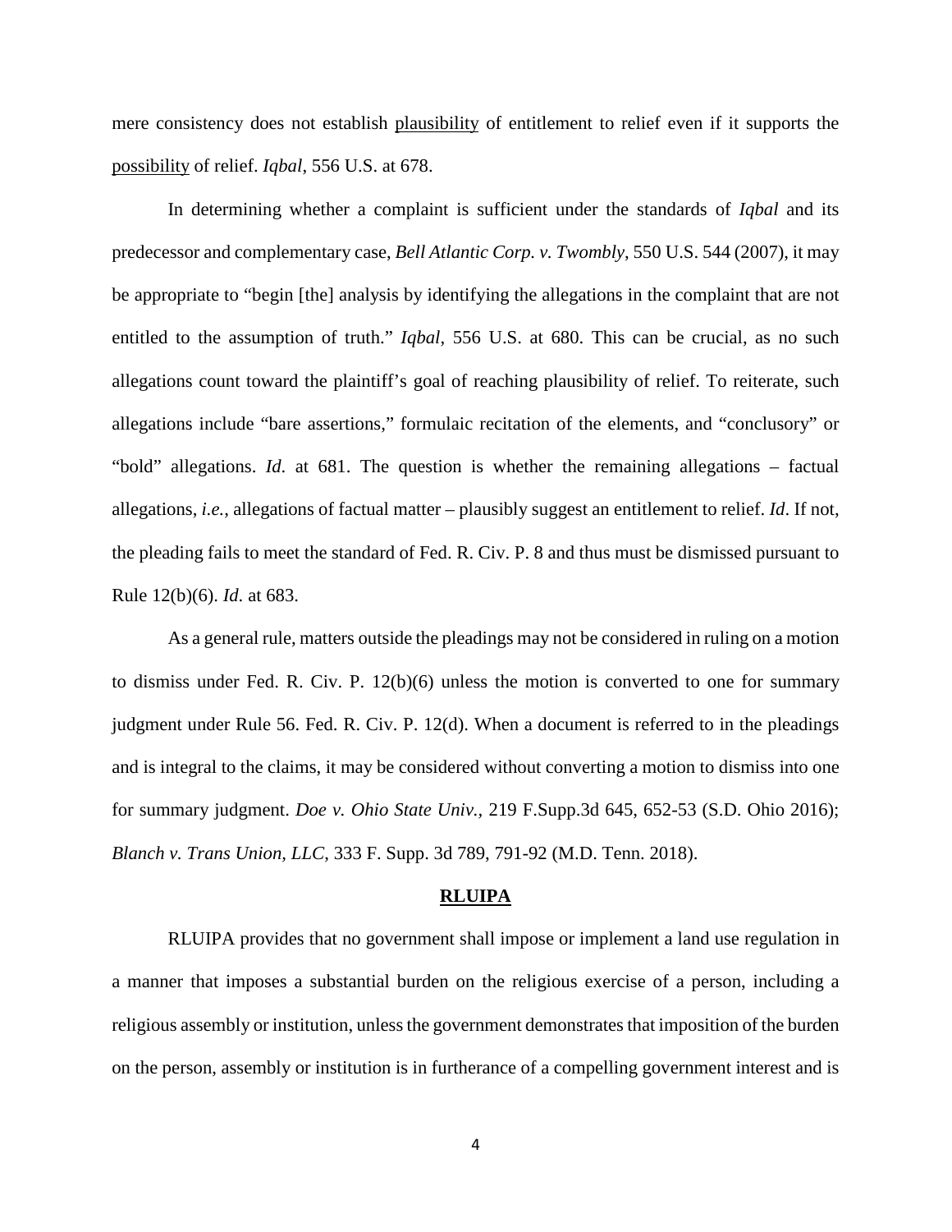mere consistency does not establish plausibility of entitlement to relief even if it supports the possibility of relief. *Iqbal*, 556 U.S. at 678.

In determining whether a complaint is sufficient under the standards of *Iqbal* and its predecessor and complementary case, *Bell Atlantic Corp. v. Twombly*, 550 U.S. 544 (2007), it may be appropriate to "begin [the] analysis by identifying the allegations in the complaint that are not entitled to the assumption of truth." *Iqbal*, 556 U.S. at 680. This can be crucial, as no such allegations count toward the plaintiff's goal of reaching plausibility of relief. To reiterate, such allegations include "bare assertions," formulaic recitation of the elements, and "conclusory" or "bold" allegations. *Id*. at 681. The question is whether the remaining allegations – factual allegations, *i.e.*, allegations of factual matter – plausibly suggest an entitlement to relief. *Id*. If not, the pleading fails to meet the standard of Fed. R. Civ. P. 8 and thus must be dismissed pursuant to Rule 12(b)(6). *Id*. at 683.

As a general rule, matters outside the pleadings may not be considered in ruling on a motion to dismiss under Fed. R. Civ. P. 12(b)(6) unless the motion is converted to one for summary judgment under Rule 56. Fed. R. Civ. P. 12(d). When a document is referred to in the pleadings and is integral to the claims, it may be considered without converting a motion to dismiss into one for summary judgment. *Doe v. Ohio State Univ.*, 219 F.Supp.3d 645, 652-53 (S.D. Ohio 2016); *Blanch v. Trans Union, LLC*, 333 F. Supp. 3d 789, 791-92 (M.D. Tenn. 2018).

## RLUIPA

RLUIPA provides that no government shall impose or implement a land use regulation in a manner that imposes a substantial burden on the religious exercise of a person, including a religious assembly or institution, unless the government demonstrates that imposition of the burden on the person, assembly or institution is in furtherance of a compelling government interest and is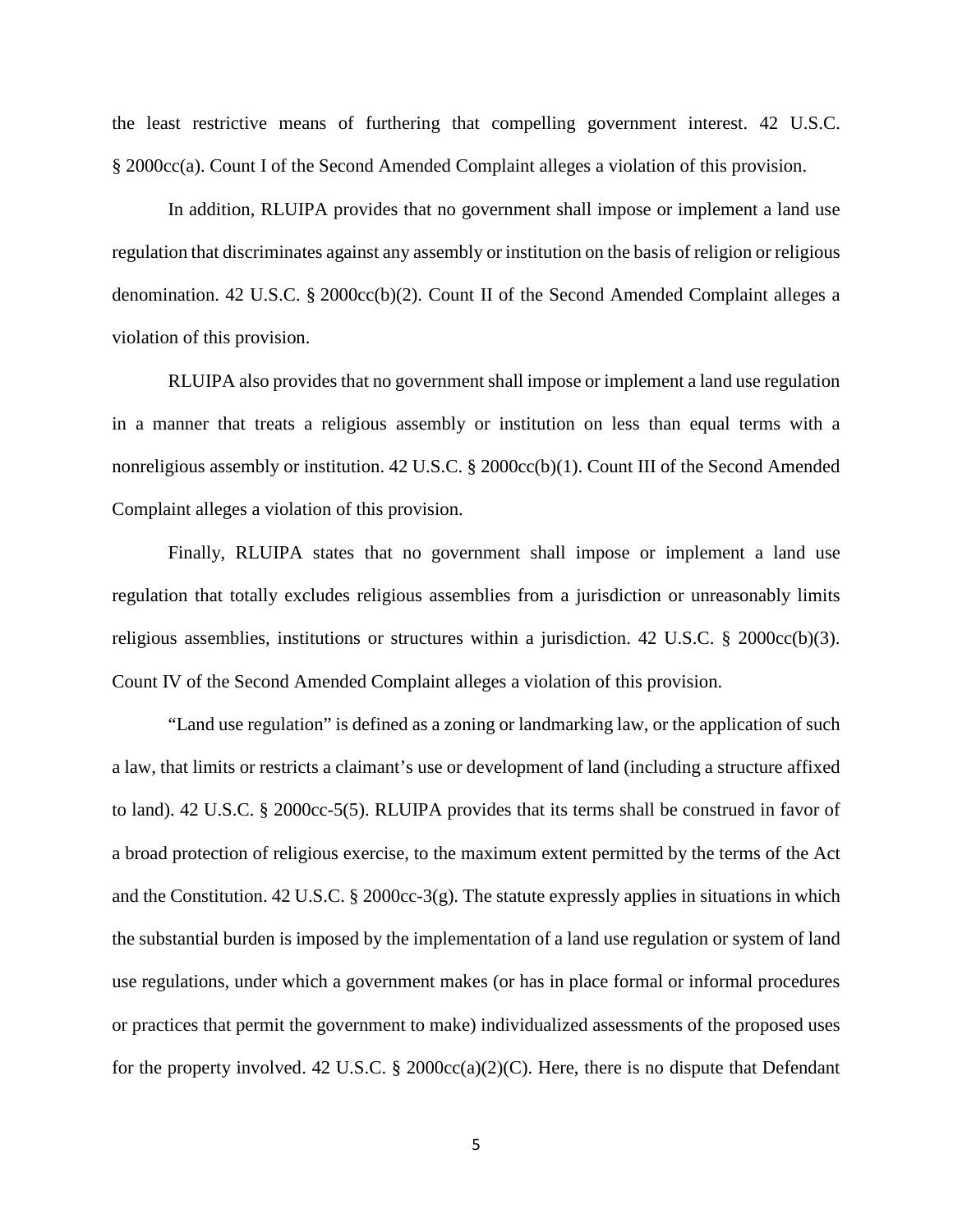the least restrictive means of furthering that compelling government interest. 42 U.S.C. § 2000cc(a). Count I of the Second Amended Complaint alleges a violation of this provision.

In addition, RLUIPA provides that no government shall impose or implement a land use regulation that discriminates against any assembly or institution on the basis of religion or religious denomination. 42 U.S.C. § 2000cc(b)(2). Count II of the Second Amended Complaint alleges a violation of this provision.

RLUIPA also provides that no government shall impose or implement a land use regulation in a manner that treats a religious assembly or institution on less than equal terms with a nonreligious assembly or institution. 42 U.S.C. § 2000cc(b)(1). Count III of the Second Amended Complaint alleges a violation of this provision.

Finally, RLUIPA states that no government shall impose or implement a land use regulation that totally excludes religious assemblies from a jurisdiction or unreasonably limits religious assemblies, institutions or structures within a jurisdiction. 42 U.S.C. § 2000cc(b)(3). Count IV of the Second Amended Complaint alleges a violation of this provision.

"Land use regulation" is defined as a zoning or landmarking law, or the application of such a law, that limits or restricts a claimant's use or development of land (including a structure affixed to land). 42 U.S.C. § 2000cc-5(5). RLUIPA provides that its terms shall be construed in favor of a broad protection of religious exercise, to the maximum extent permitted by the terms of the Act and the Constitution. 42 U.S.C. § 2000cc-3(g). The statute expressly applies in situations in which the substantial burden is imposed by the implementation of a land use regulation or system of land use regulations, under which a government makes (or has in place formal or informal procedures or practices that permit the government to make) individualized assessments of the proposed uses for the property involved. 42 U.S.C. § 2000cc(a)(2)(C). Here, there is no dispute that Defendant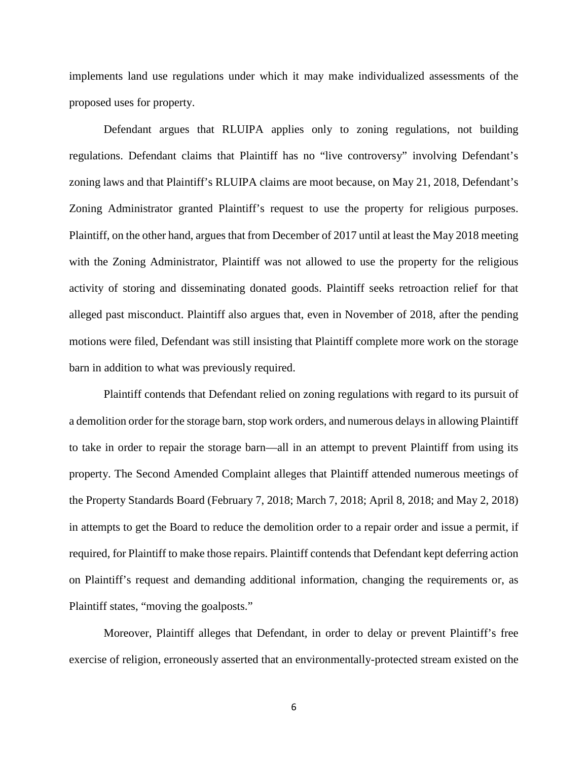implements land use regulations under which it may make individualized assessments of the proposed uses for property.

Defendant argues that RLUIPA applies only to zoning regulations, not building regulations. Defendant claims that Plaintiff has no "live controversy" involving Defendant's zoning laws and that Plaintiff's RLUIPA claims are moot because, on May 21, 2018, Defendant's Zoning Administrator granted Plaintiff's request to use the property for religious purposes. Plaintiff, on the other hand, argues that from December of 2017 until at least the May 2018 meeting with the Zoning Administrator, Plaintiff was not allowed to use the property for the religious activity of storing and disseminating donated goods. Plaintiff seeks retroaction relief for that alleged past misconduct. Plaintiff also argues that, even in November of 2018, after the pending motions were filed, Defendant was still insisting that Plaintiff complete more work on the storage barn in addition to what was previously required.

Plaintiff contends that Defendant relied on zoning regulations with regard to its pursuit of a demolition order for the storage barn, stop work orders, and numerous delays in allowing Plaintiff to take in order to repair the storage barn—all in an attempt to prevent Plaintiff from using its property. The Second Amended Complaint alleges that Plaintiff attended numerous meetings of the Property Standards Board (February 7, 2018; March 7, 2018; April 8, 2018; and May 2, 2018) in attempts to get the Board to reduce the demolition order to a repair order and issue a permit, if required, for Plaintiff to make those repairs. Plaintiff contends that Defendant kept deferring action on Plaintiff's request and demanding additional information, changing the requirements or, as Plaintiff states, "moving the goalposts."

Moreover, Plaintiff alleges that Defendant, in order to delay or prevent Plaintiff's free exercise of religion, erroneously asserted that an environmentally-protected stream existed on the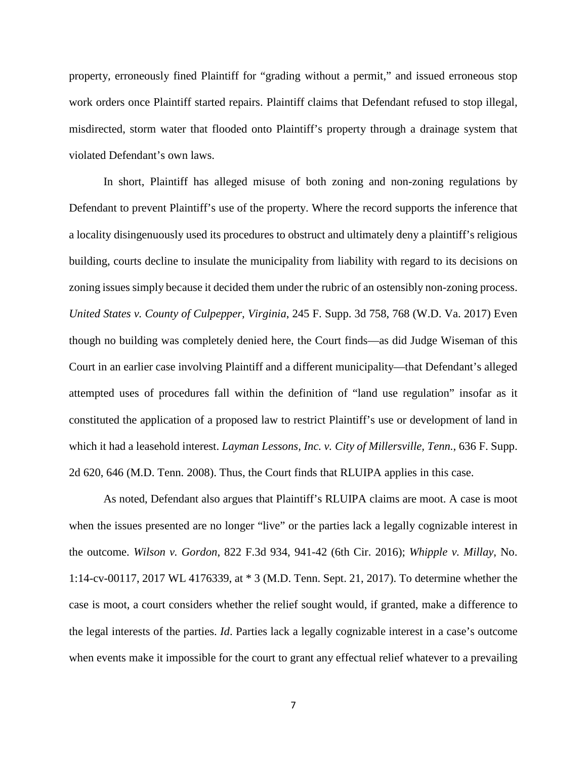property, erroneously fined Plaintiff for "grading without a permit," and issued erroneous stop work orders once Plaintiff started repairs. Plaintiff claims that Defendant refused to stop illegal, misdirected, storm water that flooded onto Plaintiff's property through a drainage system that violated Defendant's own laws.

In short, Plaintiff has alleged misuse of both zoning and non-zoning regulations by Defendant to prevent Plaintiff's use of the property. Where the record supports the inference that a locality disingenuously used its procedures to obstruct and ultimately deny a plaintiff's religious building, courts decline to insulate the municipality from liability with regard to its decisions on zoning issues simply because it decided them under the rubric of an ostensibly non-zoning process. *United States v. County of Culpepper, Virginia*, 245 F. Supp. 3d 758, 768 (W.D. Va. 2017) Even though no building was completely denied here, the Court finds—as did Judge Wiseman of this Court in an earlier case involving Plaintiff and a different municipality—that Defendant's alleged attempted uses of procedures fall within the definition of "land use regulation" insofar as it constituted the application of a proposed law to restrict Plaintiff's use or development of land in which it had a leasehold interest. *Layman Lessons, Inc. v. City of Millersville, Tenn.*, 636 F. Supp. 2d 620, 646 (M.D. Tenn. 2008). Thus, the Court finds that RLUIPA applies in this case.

As noted, Defendant also argues that Plaintiff's RLUIPA claims are moot. A case is moot when the issues presented are no longer "live" or the parties lack a legally cognizable interest in the outcome. *Wilson v. Gordon*, 822 F.3d 934, 941-42 (6th Cir. 2016); *Whipple v. Millay*, No. 1:14-cv-00117, 2017 WL 4176339, at * 3 (M.D. Tenn. Sept. 21, 2017). To determine whether the case is moot, a court considers whether the relief sought would, if granted, make a difference to the legal interests of the parties. *Id*. Parties lack a legally cognizable interest in a case's outcome when events make it impossible for the court to grant any effectual relief whatever to a prevailing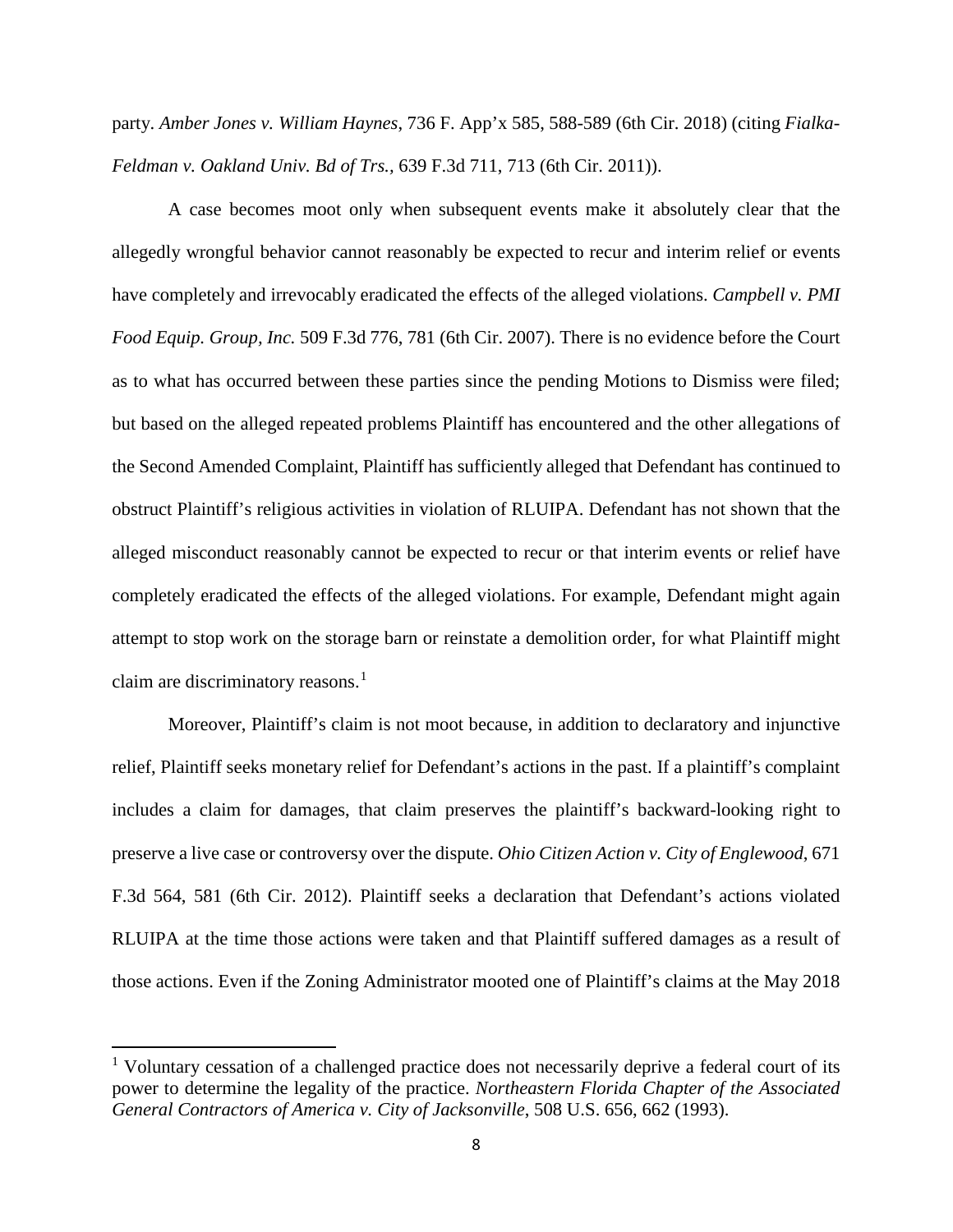party. *Amber Jones v. William Haynes*, 736 F. App'x 585, 588-589 (6th Cir. 2018) (citing *Fialka-Feldman v. Oakland Univ. Bd of Trs.*, 639 F.3d 711, 713 (6th Cir. 2011)).

A case becomes moot only when subsequent events make it absolutely clear that the allegedly wrongful behavior cannot reasonably be expected to recur and interim relief or events have completely and irrevocably eradicated the effects of the alleged violations. *Campbell v. PMI Food Equip. Group, Inc.* 509 F.3d 776, 781 (6th Cir. 2007). There is no evidence before the Court as to what has occurred between these parties since the pending Motions to Dismiss were filed; but based on the alleged repeated problems Plaintiff has encountered and the other allegations of the Second Amended Complaint, Plaintiff has sufficiently alleged that Defendant has continued to obstruct Plaintiff's religious activities in violation of RLUIPA. Defendant has not shown that the alleged misconduct reasonably cannot be expected to recur or that interim events or relief have completely eradicated the effects of the alleged violations. For example, Defendant might again attempt to stop work on the storage barn or reinstate a demolition order, for what Plaintiff might claim are discriminatory reasons.[1]

Moreover, Plaintiff's claim is not moot because, in addition to declaratory and injunctive relief, Plaintiff seeks monetary relief for Defendant's actions in the past. If a plaintiff's complaint includes a claim for damages, that claim preserves the plaintiff's backward-looking right to preserve a live case or controversy over the dispute. *Ohio Citizen Action v. City of Englewood*, 671 F.3d 564, 581 (6th Cir. 2012). Plaintiff seeks a declaration that Defendant's actions violated RLUIPA at the time those actions were taken and that Plaintiff suffered damages as a result of those actions. Even if the Zoning Administrator mooted one of Plaintiff's claims at the May 2018

---

[1] Voluntary cessation of a challenged practice does not necessarily deprive a federal court of its power to determine the legality of the practice. *Northeastern Florida Chapter of the Associated General Contractors of America v. City of Jacksonville*, 508 U.S. 656, 662 (1993).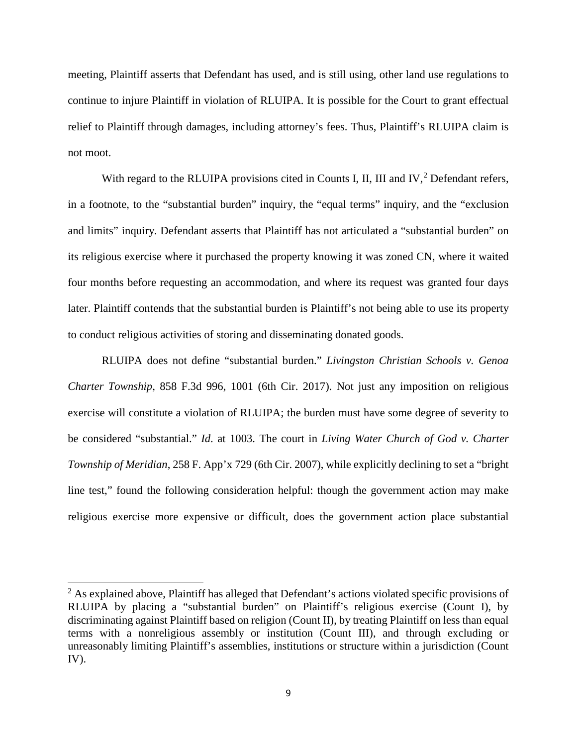meeting, Plaintiff asserts that Defendant has used, and is still using, other land use regulations to continue to injure Plaintiff in violation of RLUIPA. It is possible for the Court to grant effectual relief to Plaintiff through damages, including attorney's fees. Thus, Plaintiff's RLUIPA claim is not moot.

With regard to the RLUIPA provisions cited in Counts I, II, III and IV,[2] Defendant refers, in a footnote, to the "substantial burden" inquiry, the "equal terms" inquiry, and the "exclusion and limits" inquiry. Defendant asserts that Plaintiff has not articulated a "substantial burden" on its religious exercise where it purchased the property knowing it was zoned CN, where it waited four months before requesting an accommodation, and where its request was granted four days later. Plaintiff contends that the substantial burden is Plaintiff's not being able to use its property to conduct religious activities of storing and disseminating donated goods.

RLUIPA does not define "substantial burden." *Livingston Christian Schools v. Genoa Charter Township*, 858 F.3d 996, 1001 (6th Cir. 2017). Not just any imposition on religious exercise will constitute a violation of RLUIPA; the burden must have some degree of severity to be considered "substantial." *Id.* at 1003. The court in *Living Water Church of God v. Charter Township of Meridian*, 258 F. App'x 729 (6th Cir. 2007), while explicitly declining to set a "bright line test," found the following consideration helpful: though the government action may make religious exercise more expensive or difficult, does the government action place substantial

---

[2] As explained above, Plaintiff has alleged that Defendant's actions violated specific provisions of RLUIPA by placing a "substantial burden" on Plaintiff's religious exercise (Count I), by discriminating against Plaintiff based on religion (Count II), by treating Plaintiff on less than equal terms with a nonreligious assembly or institution (Count III), and through excluding or unreasonably limiting Plaintiff's assemblies, institutions or structure within a jurisdiction (Count IV).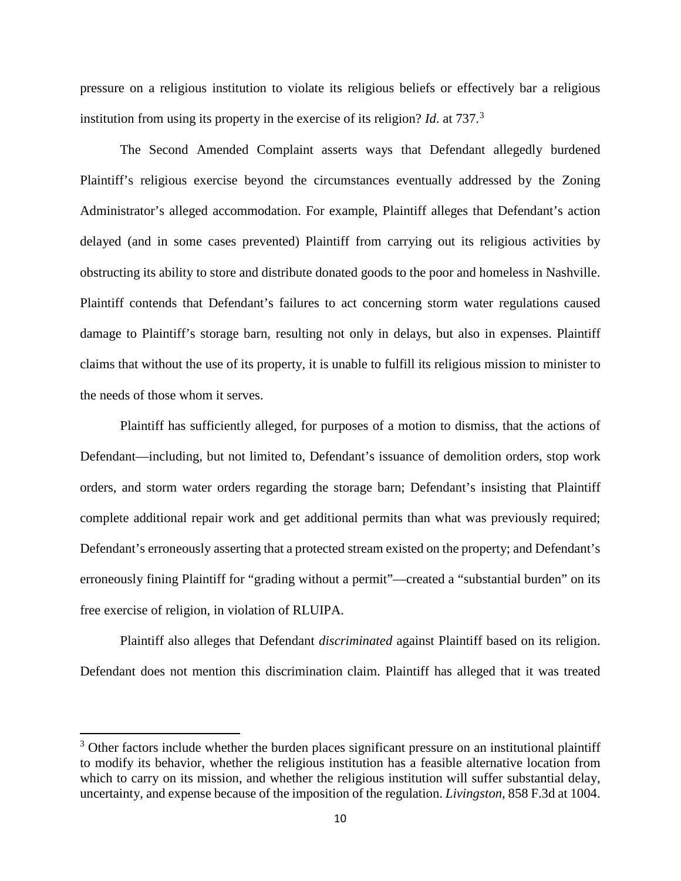pressure on a religious institution to violate its religious beliefs or effectively bar a religious institution from using its property in the exercise of its religion? *Id.* at 737.[3]

The Second Amended Complaint asserts ways that Defendant allegedly burdened Plaintiff's religious exercise beyond the circumstances eventually addressed by the Zoning Administrator's alleged accommodation. For example, Plaintiff alleges that Defendant's action delayed (and in some cases prevented) Plaintiff from carrying out its religious activities by obstructing its ability to store and distribute donated goods to the poor and homeless in Nashville. Plaintiff contends that Defendant's failures to act concerning storm water regulations caused damage to Plaintiff's storage barn, resulting not only in delays, but also in expenses. Plaintiff claims that without the use of its property, it is unable to fulfill its religious mission to minister to the needs of those whom it serves.

Plaintiff has sufficiently alleged, for purposes of a motion to dismiss, that the actions of Defendant—including, but not limited to, Defendant's issuance of demolition orders, stop work orders, and storm water orders regarding the storage barn; Defendant's insisting that Plaintiff complete additional repair work and get additional permits than what was previously required; Defendant's erroneously asserting that a protected stream existed on the property; and Defendant's erroneously fining Plaintiff for "grading without a permit"—created a "substantial burden" on its free exercise of religion, in violation of RLUIPA.

Plaintiff also alleges that Defendant *discriminated* against Plaintiff based on its religion. Defendant does not mention this discrimination claim. Plaintiff has alleged that it was treated

---

[3] Other factors include whether the burden places significant pressure on an institutional plaintiff to modify its behavior, whether the religious institution has a feasible alternative location from which to carry on its mission, and whether the religious institution will suffer substantial delay, uncertainty, and expense because of the imposition of the regulation. *Livingston*, 858 F.3d at 1004.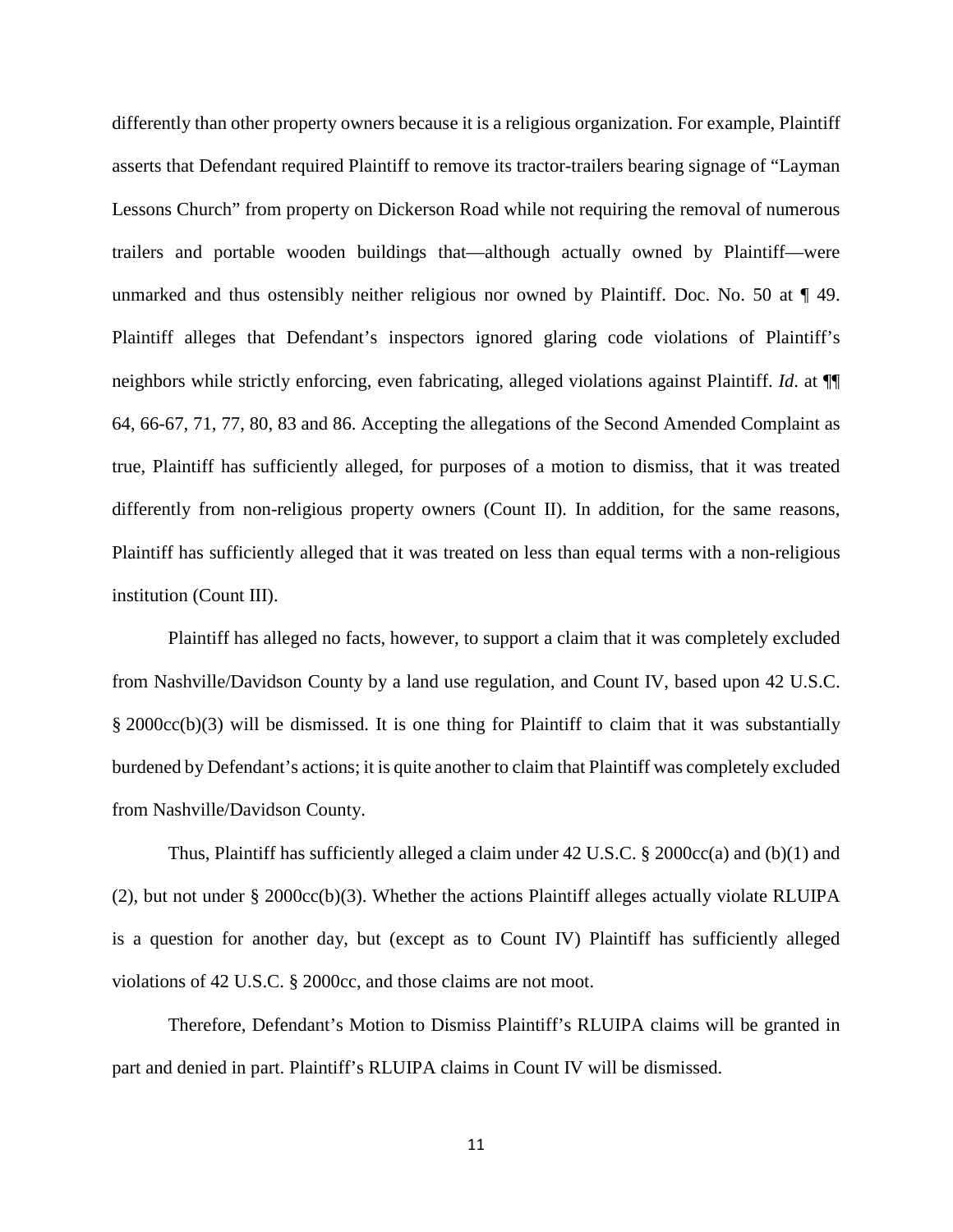differently than other property owners because it is a religious organization. For example, Plaintiff asserts that Defendant required Plaintiff to remove its tractor-trailers bearing signage of "Layman Lessons Church" from property on Dickerson Road while not requiring the removal of numerous trailers and portable wooden buildings that—although actually owned by Plaintiff—were unmarked and thus ostensibly neither religious nor owned by Plaintiff. Doc. No. 50 at ¶ 49. Plaintiff alleges that Defendant's inspectors ignored glaring code violations of Plaintiff's neighbors while strictly enforcing, even fabricating, alleged violations against Plaintiff. *Id*. at ¶¶ 64, 66-67, 71, 77, 80, 83 and 86. Accepting the allegations of the Second Amended Complaint as true, Plaintiff has sufficiently alleged, for purposes of a motion to dismiss, that it was treated differently from non-religious property owners (Count II). In addition, for the same reasons, Plaintiff has sufficiently alleged that it was treated on less than equal terms with a non-religious institution (Count III).

Plaintiff has alleged no facts, however, to support a claim that it was completely excluded from Nashville/Davidson County by a land use regulation, and Count IV, based upon 42 U.S.C. § 2000cc(b)(3) will be dismissed. It is one thing for Plaintiff to claim that it was substantially burdened by Defendant's actions; it is quite another to claim that Plaintiff was completely excluded from Nashville/Davidson County.

Thus, Plaintiff has sufficiently alleged a claim under 42 U.S.C. § 2000cc(a) and (b)(1) and (2), but not under § 2000cc(b)(3). Whether the actions Plaintiff alleges actually violate RLUIPA is a question for another day, but (except as to Count IV) Plaintiff has sufficiently alleged violations of 42 U.S.C. § 2000cc, and those claims are not moot.

Therefore, Defendant's Motion to Dismiss Plaintiff's RLUIPA claims will be granted in part and denied in part. Plaintiff's RLUIPA claims in Count IV will be dismissed.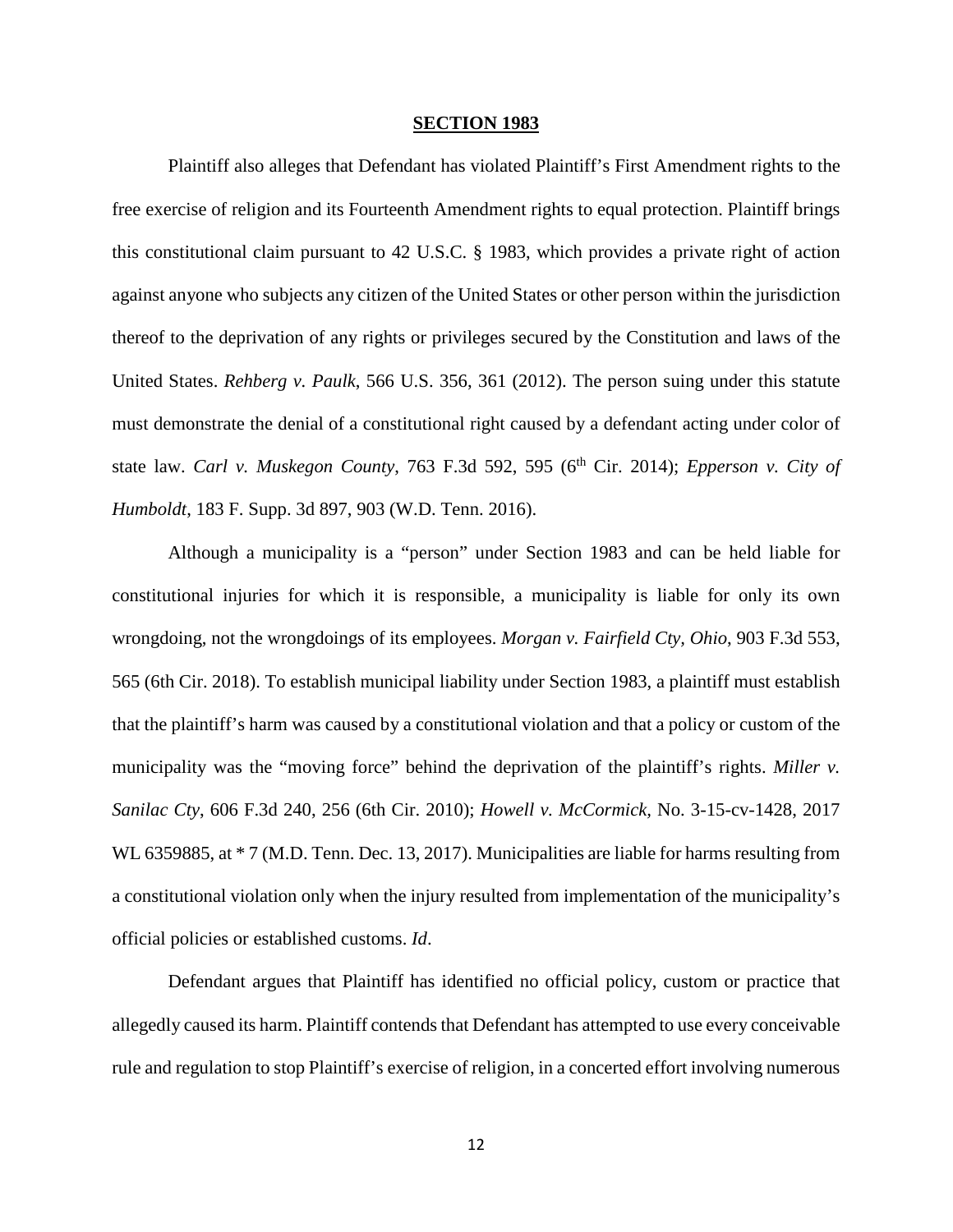**SECTION 1983**

Plaintiff also alleges that Defendant has violated Plaintiff's First Amendment rights to the free exercise of religion and its Fourteenth Amendment rights to equal protection. Plaintiff brings this constitutional claim pursuant to 42 U.S.C. § 1983, which provides a private right of action against anyone who subjects any citizen of the United States or other person within the jurisdiction thereof to the deprivation of any rights or privileges secured by the Constitution and laws of the United States. *Rehberg v. Paulk*, 566 U.S. 356, 361 (2012). The person suing under this statute must demonstrate the denial of a constitutional right caused by a defendant acting under color of state law. *Carl v. Muskegon County*, 763 F.3d 592, 595 (6th Cir. 2014); *Epperson v. City of Humboldt*, 183 F. Supp. 3d 897, 903 (W.D. Tenn. 2016).

Although a municipality is a "person" under Section 1983 and can be held liable for constitutional injuries for which it is responsible, a municipality is liable for only its own wrongdoing, not the wrongdoings of its employees. *Morgan v. Fairfield Cty, Ohio*, 903 F.3d 553, 565 (6th Cir. 2018). To establish municipal liability under Section 1983, a plaintiff must establish that the plaintiff's harm was caused by a constitutional violation and that a policy or custom of the municipality was the "moving force" behind the deprivation of the plaintiff's rights. *Miller v. Sanilac Cty*, 606 F.3d 240, 256 (6th Cir. 2010); *Howell v. McCormick*, No. 3-15-cv-1428, 2017 WL 6359885, at * 7 (M.D. Tenn. Dec. 13, 2017). Municipalities are liable for harms resulting from a constitutional violation only when the injury resulted from implementation of the municipality's official policies or established customs. *Id*.

Defendant argues that Plaintiff has identified no official policy, custom or practice that allegedly caused its harm. Plaintiff contends that Defendant has attempted to use every conceivable rule and regulation to stop Plaintiff's exercise of religion, in a concerted effort involving numerous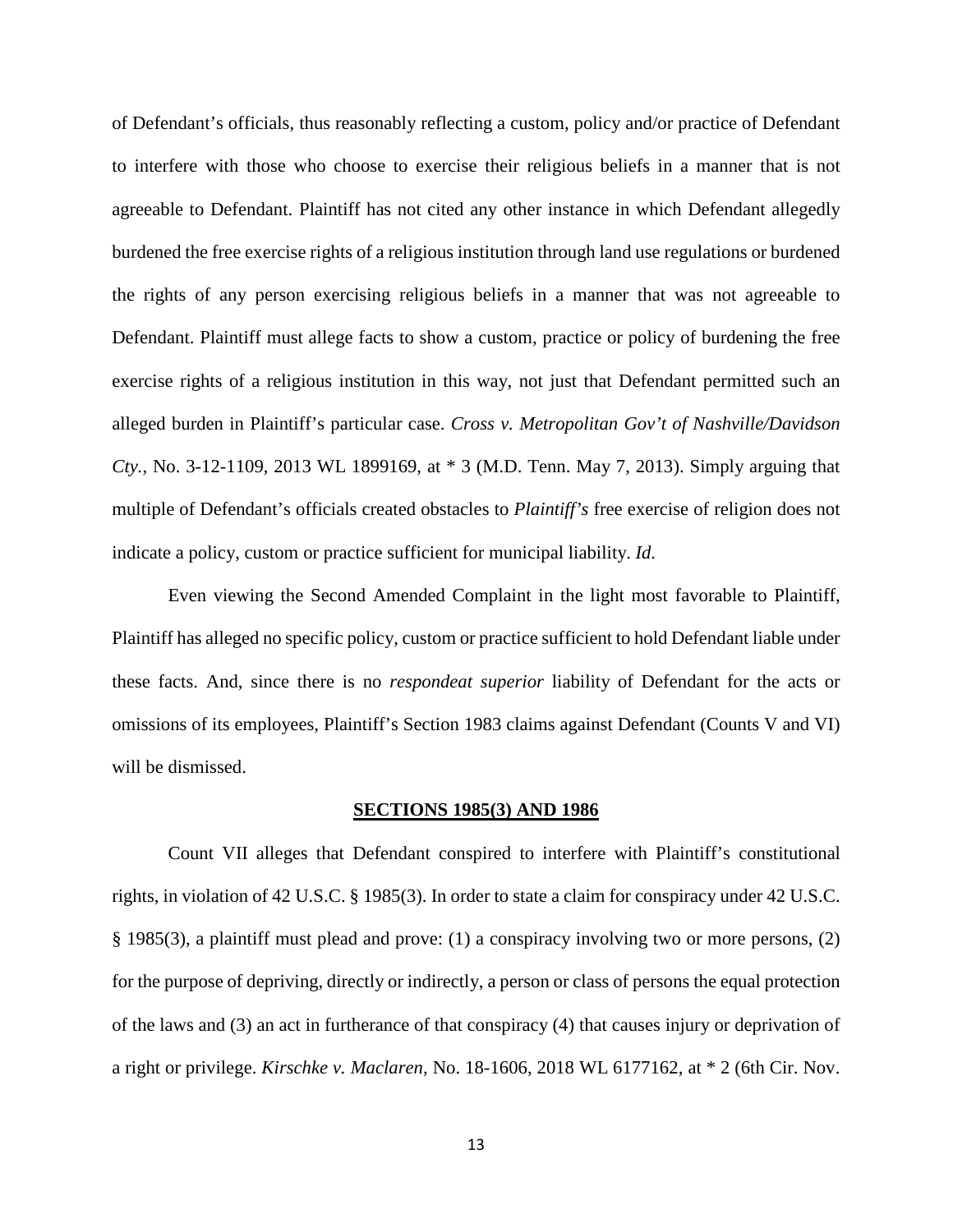of Defendant's officials, thus reasonably reflecting a custom, policy and/or practice of Defendant to interfere with those who choose to exercise their religious beliefs in a manner that is not agreeable to Defendant. Plaintiff has not cited any other instance in which Defendant allegedly burdened the free exercise rights of a religious institution through land use regulations or burdened the rights of any person exercising religious beliefs in a manner that was not agreeable to Defendant. Plaintiff must allege facts to show a custom, practice or policy of burdening the free exercise rights of a religious institution in this way, not just that Defendant permitted such an alleged burden in Plaintiff's particular case. *Cross v. Metropolitan Gov't of Nashville/Davidson Cty.*, No. 3-12-1109, 2013 WL 1899169, at * 3 (M.D. Tenn. May 7, 2013). Simply arguing that multiple of Defendant's officials created obstacles to *Plaintiff's* free exercise of religion does not indicate a policy, custom or practice sufficient for municipal liability. *Id.*

Even viewing the Second Amended Complaint in the light most favorable to Plaintiff, Plaintiff has alleged no specific policy, custom or practice sufficient to hold Defendant liable under these facts. And, since there is no *respondeat superior* liability of Defendant for the acts or omissions of its employees, Plaintiff's Section 1983 claims against Defendant (Counts V and VI) will be dismissed.

**SECTIONS 1985(3) AND 1986**

Count VII alleges that Defendant conspired to interfere with Plaintiff's constitutional rights, in violation of 42 U.S.C. § 1985(3). In order to state a claim for conspiracy under 42 U.S.C. § 1985(3), a plaintiff must plead and prove: (1) a conspiracy involving two or more persons, (2) for the purpose of depriving, directly or indirectly, a person or class of persons the equal protection of the laws and (3) an act in furtherance of that conspiracy (4) that causes injury or deprivation of a right or privilege. *Kirschke v. Maclaren*, No. 18-1606, 2018 WL 6177162, at * 2 (6th Cir. Nov.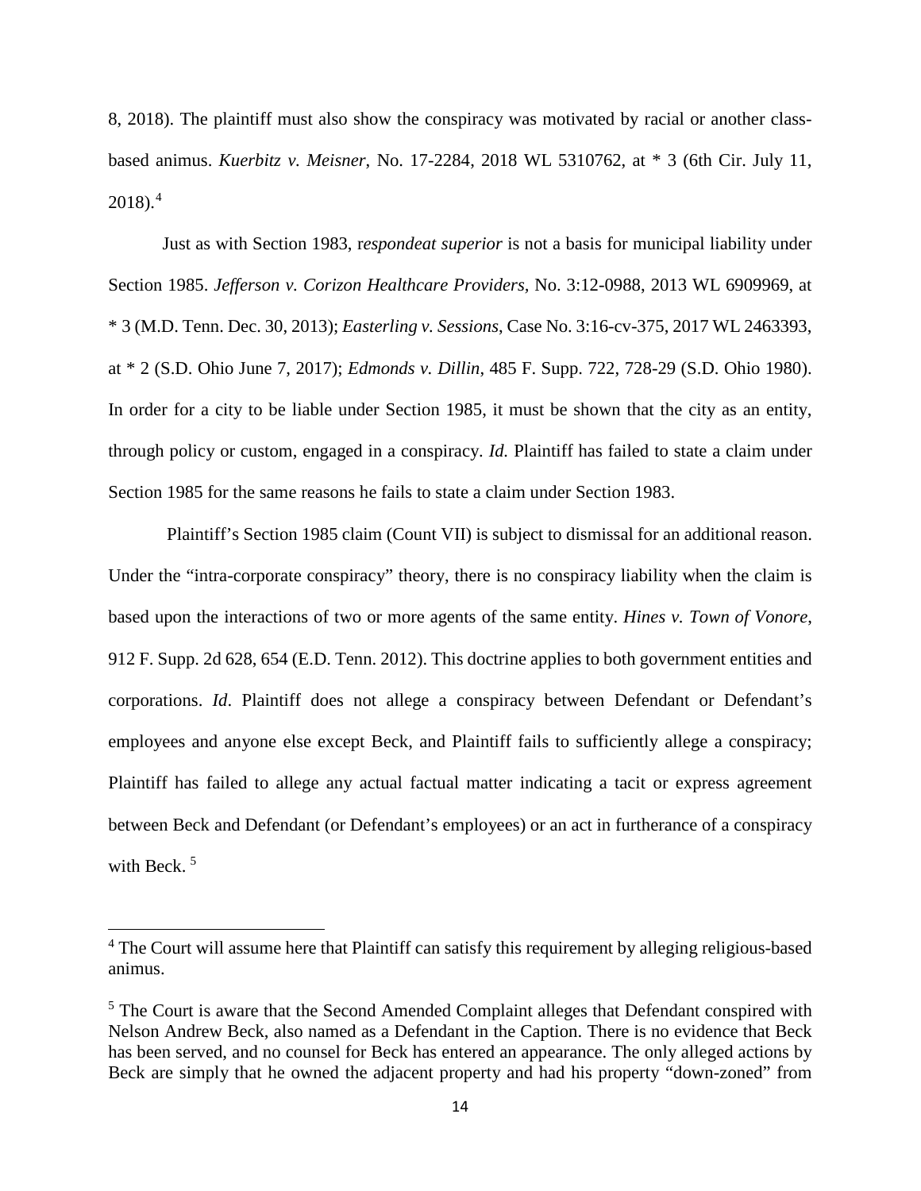8, 2018). The plaintiff must also show the conspiracy was motivated by racial or another class-based animus. *Kuerbitz v. Meisner*, No. 17-2284, 2018 WL 5310762, at * 3 (6th Cir. July 11, 2018).[4]

Just as with Section 1983, r*espondeat superior* is not a basis for municipal liability under Section 1985. *Jefferson v. Corizon Healthcare Providers,* No. 3:12-0988, 2013 WL 6909969, at * 3 (M.D. Tenn. Dec. 30, 2013); *Easterling v. Sessions*, Case No. 3:16-cv-375, 2017 WL 2463393, at * 2 (S.D. Ohio June 7, 2017); *Edmonds v. Dillin*, 485 F. Supp. 722, 728-29 (S.D. Ohio 1980). In order for a city to be liable under Section 1985, it must be shown that the city as an entity, through policy or custom, engaged in a conspiracy. *Id.* Plaintiff has failed to state a claim under Section 1985 for the same reasons he fails to state a claim under Section 1983.

Plaintiff's Section 1985 claim (Count VII) is subject to dismissal for an additional reason. Under the "intra-corporate conspiracy" theory, there is no conspiracy liability when the claim is based upon the interactions of two or more agents of the same entity. *Hines v. Town of Vonore,* 912 F. Supp. 2d 628, 654 (E.D. Tenn. 2012). This doctrine applies to both government entities and corporations. *Id*. Plaintiff does not allege a conspiracy between Defendant or Defendant's employees and anyone else except Beck, and Plaintiff fails to sufficiently allege a conspiracy; Plaintiff has failed to allege any actual factual matter indicating a tacit or express agreement between Beck and Defendant (or Defendant's employees) or an act in furtherance of a conspiracy with Beck.[5]

---

[4] The Court will assume here that Plaintiff can satisfy this requirement by alleging religious-based animus.

[5] The Court is aware that the Second Amended Complaint alleges that Defendant conspired with Nelson Andrew Beck, also named as a Defendant in the Caption. There is no evidence that Beck has been served, and no counsel for Beck has entered an appearance. The only alleged actions by Beck are simply that he owned the adjacent property and had his property "down-zoned" from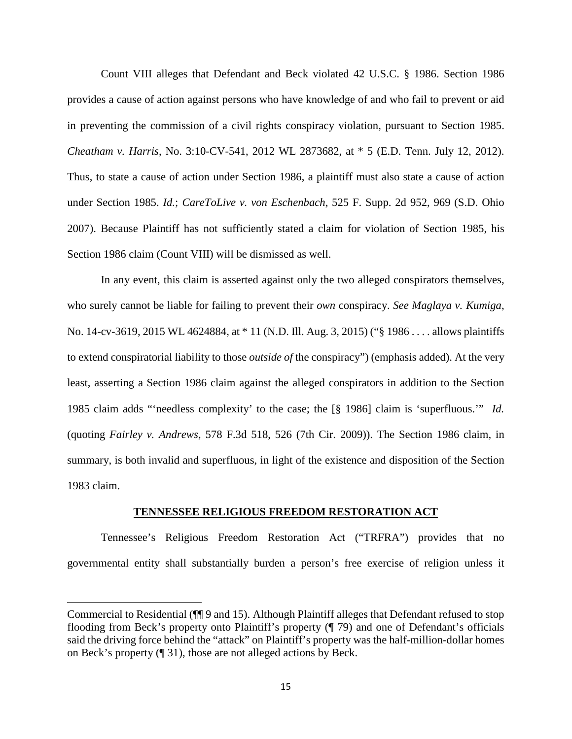Count VIII alleges that Defendant and Beck violated 42 U.S.C. § 1986. Section 1986 provides a cause of action against persons who have knowledge of and who fail to prevent or aid in preventing the commission of a civil rights conspiracy violation, pursuant to Section 1985. *Cheatham v. Harris*, No. 3:10-CV-541, 2012 WL 2873682, at * 5 (E.D. Tenn. July 12, 2012). Thus, to state a cause of action under Section 1986, a plaintiff must also state a cause of action under Section 1985. *Id.*; *CareToLive v. von Eschenbach*, 525 F. Supp. 2d 952, 969 (S.D. Ohio 2007). Because Plaintiff has not sufficiently stated a claim for violation of Section 1985, his Section 1986 claim (Count VIII) will be dismissed as well.

In any event, this claim is asserted against only the two alleged conspirators themselves, who surely cannot be liable for failing to prevent their *own* conspiracy. *See Maglaya v. Kumiga*, No. 14-cv-3619, 2015 WL 4624884, at * 11 (N.D. Ill. Aug. 3, 2015) ("§ 1986 . . . . allows plaintiffs to extend conspiratorial liability to those *outside of* the conspiracy") (emphasis added). At the very least, asserting a Section 1986 claim against the alleged conspirators in addition to the Section 1985 claim adds "'needless complexity' to the case; the [§ 1986] claim is 'superfluous.'" *Id.* (quoting *Fairley v. Andrews*, 578 F.3d 518, 526 (7th Cir. 2009)). The Section 1986 claim, in summary, is both invalid and superfluous, in light of the existence and disposition of the Section 1983 claim.

## TENNESSEE RELIGIOUS FREEDOM RESTORATION ACT

Tennessee's Religious Freedom Restoration Act ("TRFRA") provides that no governmental entity shall substantially burden a person's free exercise of religion unless it

---

Commercial to Residential (¶¶ 9 and 15). Although Plaintiff alleges that Defendant refused to stop flooding from Beck's property onto Plaintiff's property (¶ 79) and one of Defendant's officials said the driving force behind the "attack" on Plaintiff's property was the half-million-dollar homes on Beck's property (¶ 31), those are not alleged actions by Beck.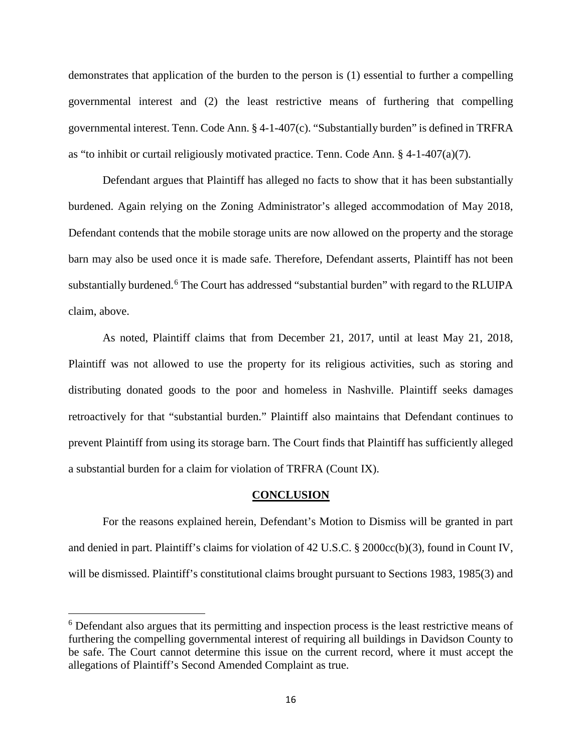demonstrates that application of the burden to the person is (1) essential to further a compelling governmental interest and (2) the least restrictive means of furthering that compelling governmental interest. Tenn. Code Ann. § 4-1-407(c). "Substantially burden" is defined in TRFRA as "to inhibit or curtail religiously motivated practice. Tenn. Code Ann. § 4-1-407(a)(7).

Defendant argues that Plaintiff has alleged no facts to show that it has been substantially burdened. Again relying on the Zoning Administrator's alleged accommodation of May 2018, Defendant contends that the mobile storage units are now allowed on the property and the storage barn may also be used once it is made safe. Therefore, Defendant asserts, Plaintiff has not been substantially burdened.[6] The Court has addressed "substantial burden" with regard to the RLUIPA claim, above.

As noted, Plaintiff claims that from December 21, 2017, until at least May 21, 2018, Plaintiff was not allowed to use the property for its religious activities, such as storing and distributing donated goods to the poor and homeless in Nashville. Plaintiff seeks damages retroactively for that "substantial burden." Plaintiff also maintains that Defendant continues to prevent Plaintiff from using its storage barn. The Court finds that Plaintiff has sufficiently alleged a substantial burden for a claim for violation of TRFRA (Count IX).

## CONCLUSION

For the reasons explained herein, Defendant's Motion to Dismiss will be granted in part and denied in part. Plaintiff's claims for violation of 42 U.S.C. § 2000cc(b)(3), found in Count IV, will be dismissed. Plaintiff's constitutional claims brought pursuant to Sections 1983, 1985(3) and

---

[6] Defendant also argues that its permitting and inspection process is the least restrictive means of furthering the compelling governmental interest of requiring all buildings in Davidson County to be safe. The Court cannot determine this issue on the current record, where it must accept the allegations of Plaintiff's Second Amended Complaint as true.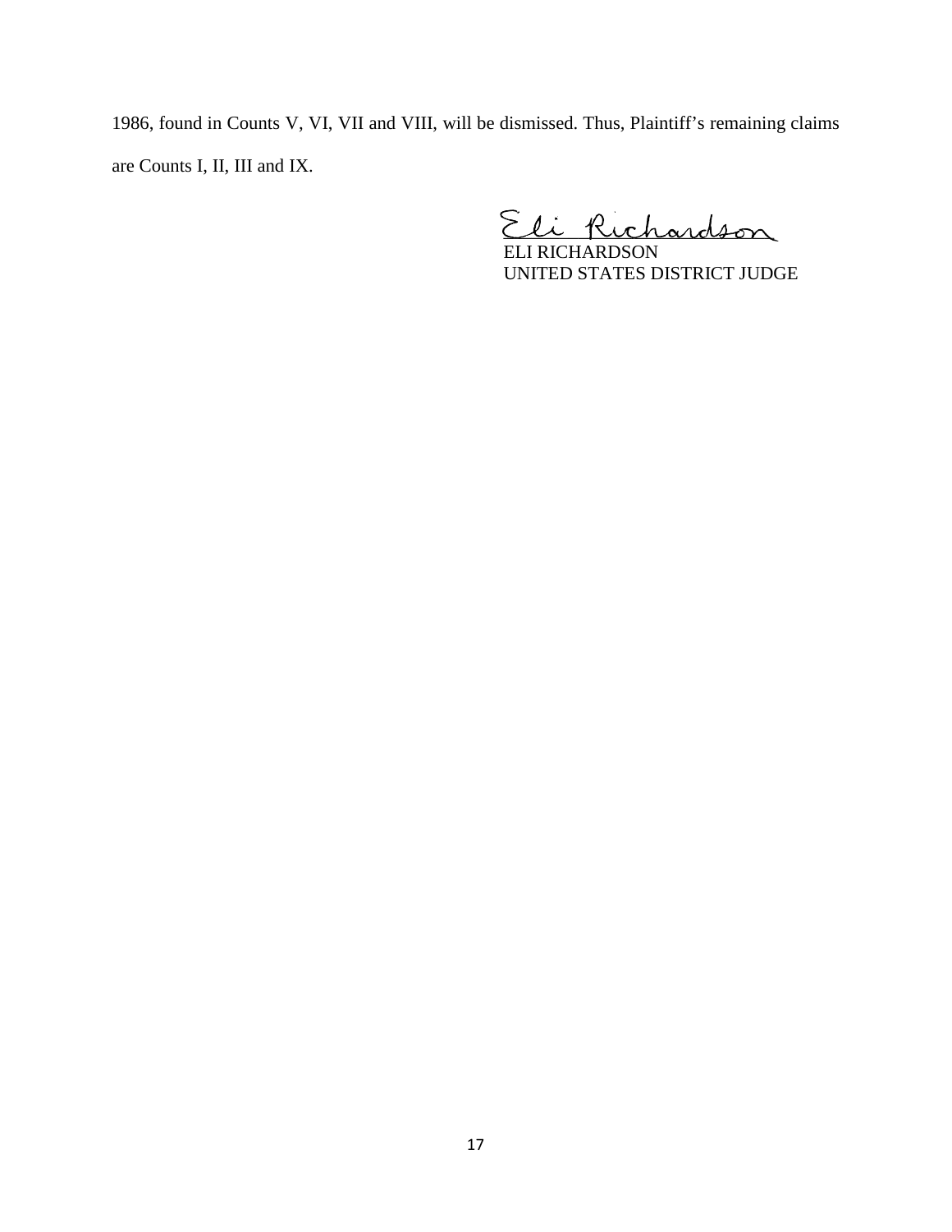1986, found in Counts V, VI, VII and VIII, will be dismissed. Thus, Plaintiff's remaining claims are Counts I, II, III and IX.

Eli Richardson
ELI RICHARDSON
UNITED STATES DISTRICT JUDGE